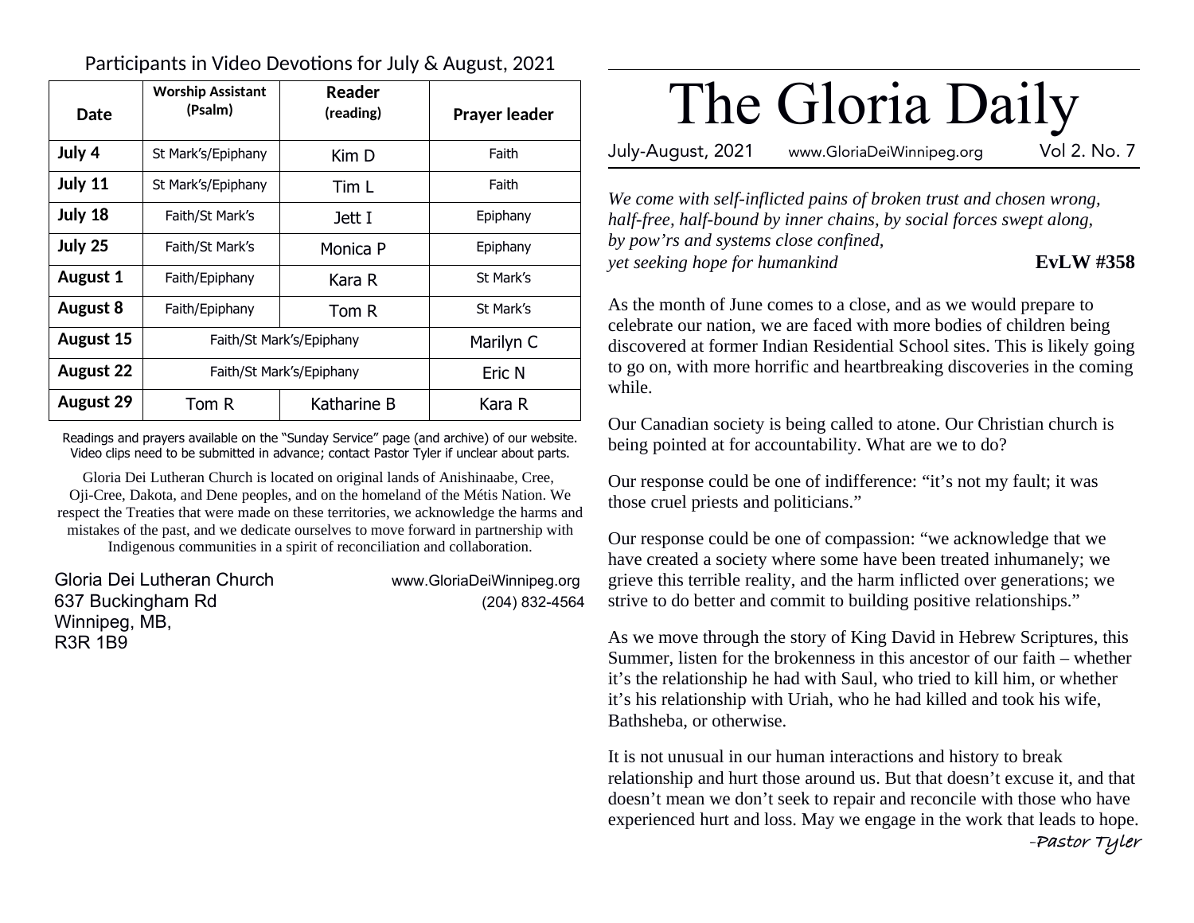Participants in Video Devotions for July & August, 2021

| Date | Worship Assistant (Psalm) | Reader (reading) | Prayer leader |
|---|---|---|---|
| July 4 | St Mark's/Epiphany | Kim D | Faith |
| July 11 | St Mark's/Epiphany | Tim L | Faith |
| July 18 | Faith/St Mark's | Jett I | Epiphany |
| July 25 | Faith/St Mark's | Monica P | Epiphany |
| August 1 | Faith/Epiphany | Kara R | St Mark's |
| August 8 | Faith/Epiphany | Tom R | St Mark's |
| August 15 | Faith/St Mark's/Epiphany | | Marilyn C |
| August 22 | Faith/St Mark's/Epiphany | | Eric N |
| August 29 | Tom R | Katharine B | Kara R |

Readings and prayers available on the "Sunday Service" page (and archive) of our website. Video clips need to be submitted in advance; contact Pastor Tyler if unclear about parts.

Gloria Dei Lutheran Church is located on original lands of Anishinaabe, Cree, Oji-Cree, Dakota, and Dene peoples, and on the homeland of the Métis Nation. We respect the Treaties that were made on these territories, we acknowledge the harms and mistakes of the past, and we dedicate ourselves to move forward in partnership with Indigenous communities in a spirit of reconciliation and collaboration.

Gloria Dei Lutheran Church
637 Buckingham Rd
Winnipeg, MB,
R3R 1B9

www.GloriaDeiWinnipeg.org
(204) 832-4564

# The Gloria Daily

July-August, 2021 www.GloriaDeiWinnipeg.org Vol 2. No. 7

*We come with self-inflicted pains of broken trust and chosen wrong,*
*half-free, half-bound by inner chains, by social forces swept along,*
*by pow'rs and systems close confined,*
*yet seeking hope for humankind* **EvLW #358**

As the month of June comes to a close, and as we would prepare to celebrate our nation, we are faced with more bodies of children being discovered at former Indian Residential School sites. This is likely going to go on, with more horrific and heartbreaking discoveries in the coming while.

Our Canadian society is being called to atone. Our Christian church is being pointed at for accountability. What are we to do?

Our response could be one of indifference: "it's not my fault; it was those cruel priests and politicians."

Our response could be one of compassion: "we acknowledge that we have created a society where some have been treated inhumanely; we grieve this terrible reality, and the harm inflicted over generations; we strive to do better and commit to building positive relationships."

As we move through the story of King David in Hebrew Scriptures, this Summer, listen for the brokenness in this ancestor of our faith – whether it's the relationship he had with Saul, who tried to kill him, or whether it's his relationship with Uriah, who he had killed and took his wife, Bathsheba, or otherwise.

It is not unusual in our human interactions and history to break relationship and hurt those around us. But that doesn't excuse it, and that doesn't mean we don't seek to repair and reconcile with those who have experienced hurt and loss. May we engage in the work that leads to hope.

-Pastor Tyler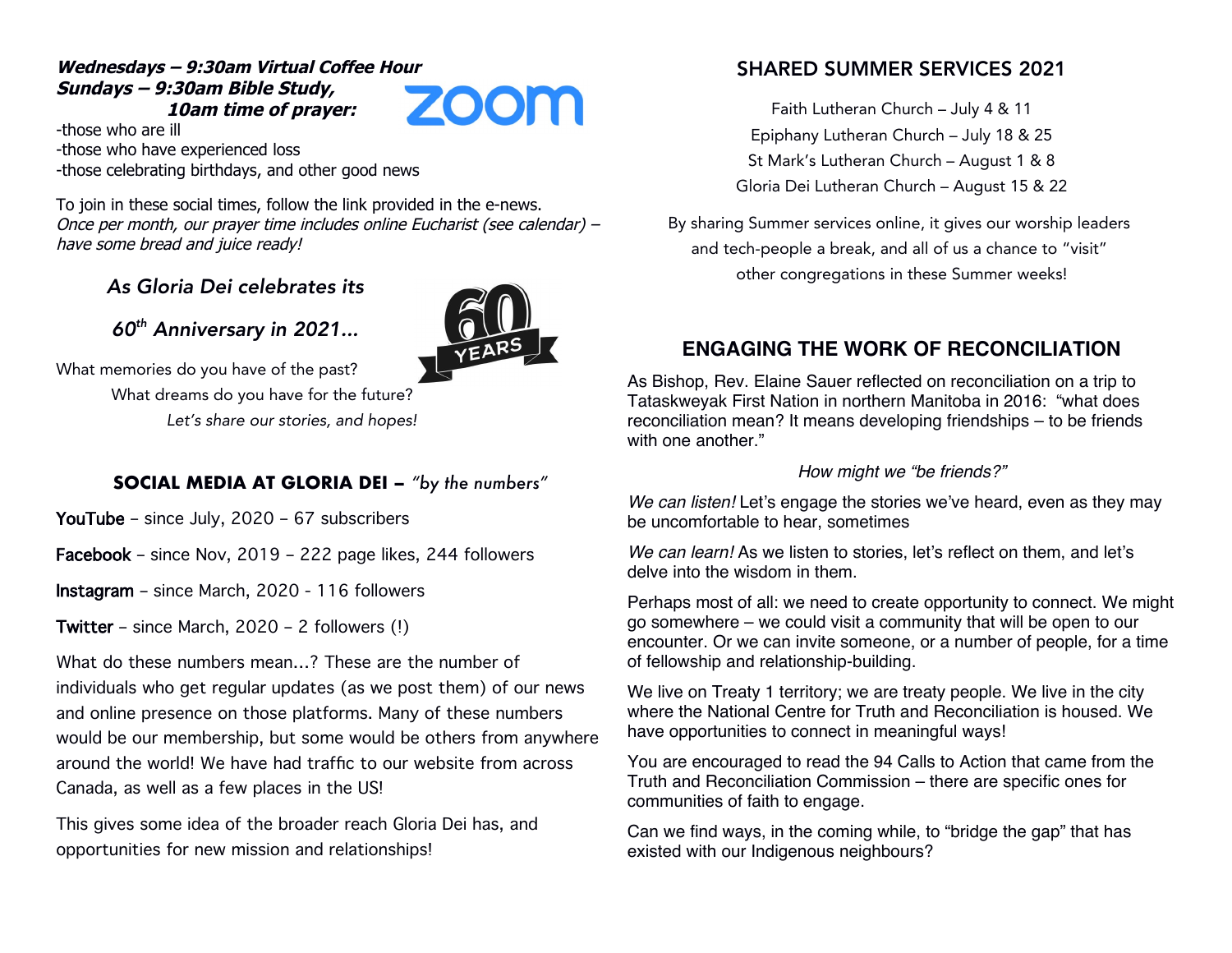***Wednesdays – 9:30am Virtual Coffee Hour***
***Sundays – 9:30am Bible Study,***
***10am time of prayer:***

-those who are ill
-those who have experienced loss
-those celebrating birthdays, and other good news

To join in these social times, follow the link provided in the e-news.
*Once per month, our prayer time includes online Eucharist (see calendar) – have some bread and juice ready!*

## *As Gloria Dei celebrates its 60th Anniversary in 2021…*

What memories do you have of the past?
What dreams do you have for the future?
*Let's share our stories, and hopes!*

## SOCIAL MEDIA AT GLORIA DEI – *"by the numbers"*

YouTube – since July, 2020 – 67 subscribers

Facebook – since Nov, 2019 – 222 page likes, 244 followers

Instagram – since March, 2020 - 116 followers

Twitter – since March, 2020 – 2 followers (!)

What do these numbers mean…? These are the number of individuals who get regular updates (as we post them) of our news and online presence on those platforms. Many of these numbers would be our membership, but some would be others from anywhere around the world! We have had traffic to our website from across Canada, as well as a few places in the US!

This gives some idea of the broader reach Gloria Dei has, and opportunities for new mission and relationships!

## SHARED SUMMER SERVICES 2021

Faith Lutheran Church – July 4 & 11
Epiphany Lutheran Church – July 18 & 25
St Mark's Lutheran Church – August 1 & 8
Gloria Dei Lutheran Church – August 15 & 22

By sharing Summer services online, it gives our worship leaders and tech-people a break, and all of us a chance to "visit" other congregations in these Summer weeks!

## ENGAGING THE WORK OF RECONCILIATION

As Bishop, Rev. Elaine Sauer reflected on reconciliation on a trip to Tataskweyak First Nation in northern Manitoba in 2016: "what does reconciliation mean? It means developing friendships – to be friends with one another."

*How might we "be friends?"*

*We can listen!* Let's engage the stories we've heard, even as they may be uncomfortable to hear, sometimes

*We can learn!* As we listen to stories, let's reflect on them, and let's delve into the wisdom in them.

Perhaps most of all: we need to create opportunity to connect. We might go somewhere – we could visit a community that will be open to our encounter. Or we can invite someone, or a number of people, for a time of fellowship and relationship-building.

We live on Treaty 1 territory; we are treaty people. We live in the city where the National Centre for Truth and Reconciliation is housed. We have opportunities to connect in meaningful ways!

You are encouraged to read the 94 Calls to Action that came from the Truth and Reconciliation Commission – there are specific ones for communities of faith to engage.

Can we find ways, in the coming while, to "bridge the gap" that has existed with our Indigenous neighbours?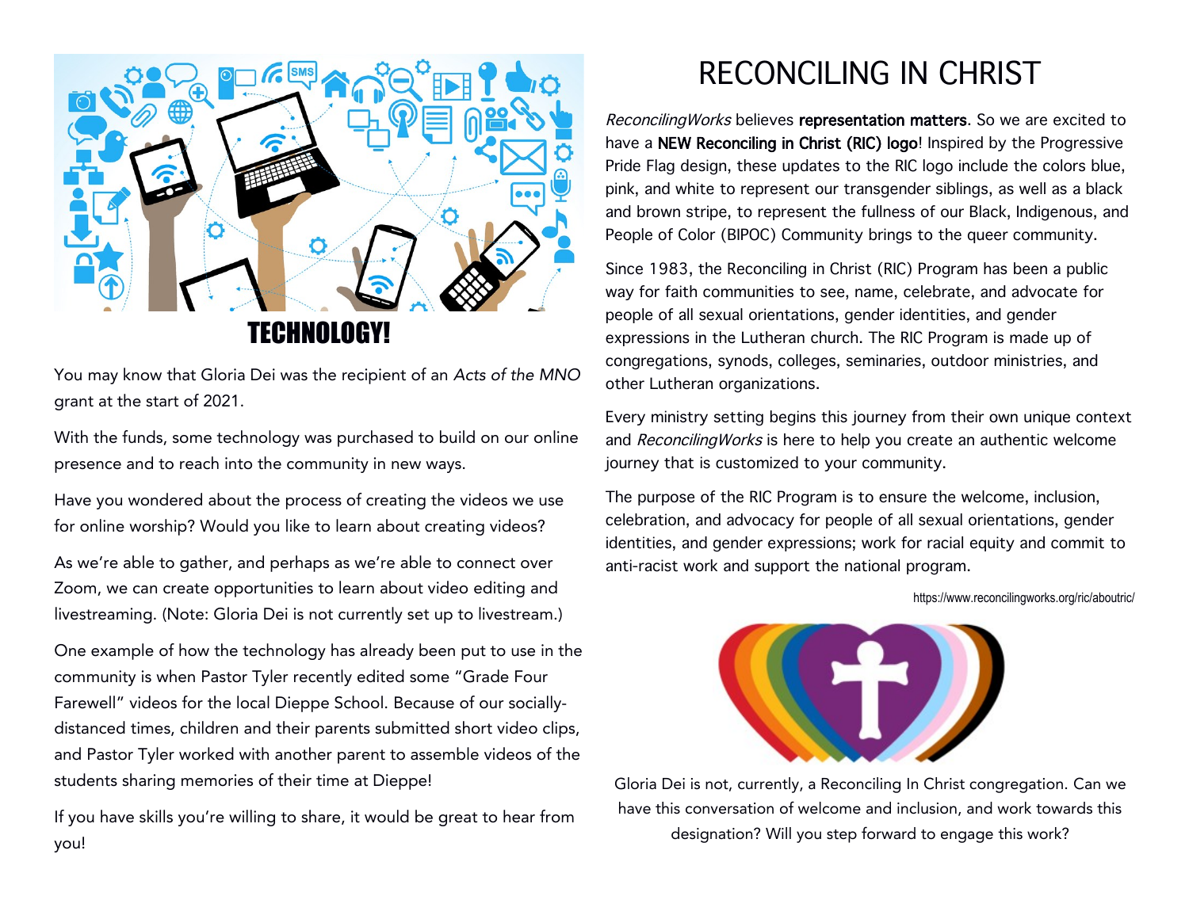## TECHNOLOGY!

You may know that Gloria Dei was the recipient of an *Acts of the MNO* grant at the start of 2021.

With the funds, some technology was purchased to build on our online presence and to reach into the community in new ways.

Have you wondered about the process of creating the videos we use for online worship? Would you like to learn about creating videos?

As we're able to gather, and perhaps as we're able to connect over Zoom, we can create opportunities to learn about video editing and livestreaming. (Note: Gloria Dei is not currently set up to livestream.)

One example of how the technology has already been put to use in the community is when Pastor Tyler recently edited some "Grade Four Farewell" videos for the local Dieppe School. Because of our socially-distanced times, children and their parents submitted short video clips, and Pastor Tyler worked with another parent to assemble videos of the students sharing memories of their time at Dieppe!

If you have skills you're willing to share, it would be great to hear from you!

# RECONCILING IN CHRIST

*ReconcilingWorks* believes **representation matters**. So we are excited to have a **NEW Reconciling in Christ (RIC) logo**! Inspired by the Progressive Pride Flag design, these updates to the RIC logo include the colors blue, pink, and white to represent our transgender siblings, as well as a black and brown stripe, to represent the fullness of our Black, Indigenous, and People of Color (BIPOC) Community brings to the queer community.

Since 1983, the Reconciling in Christ (RIC) Program has been a public way for faith communities to see, name, celebrate, and advocate for people of all sexual orientations, gender identities, and gender expressions in the Lutheran church. The RIC Program is made up of congregations, synods, colleges, seminaries, outdoor ministries, and other Lutheran organizations.

Every ministry setting begins this journey from their own unique context and *ReconcilingWorks* is here to help you create an authentic welcome journey that is customized to your community.

The purpose of the RIC Program is to ensure the welcome, inclusion, celebration, and advocacy for people of all sexual orientations, gender identities, and gender expressions; work for racial equity and commit to anti-racist work and support the national program.

https://www.reconcilingworks.org/ric/aboutric/

Gloria Dei is not, currently, a Reconciling In Christ congregation. Can we have this conversation of welcome and inclusion, and work towards this designation? Will you step forward to engage this work?